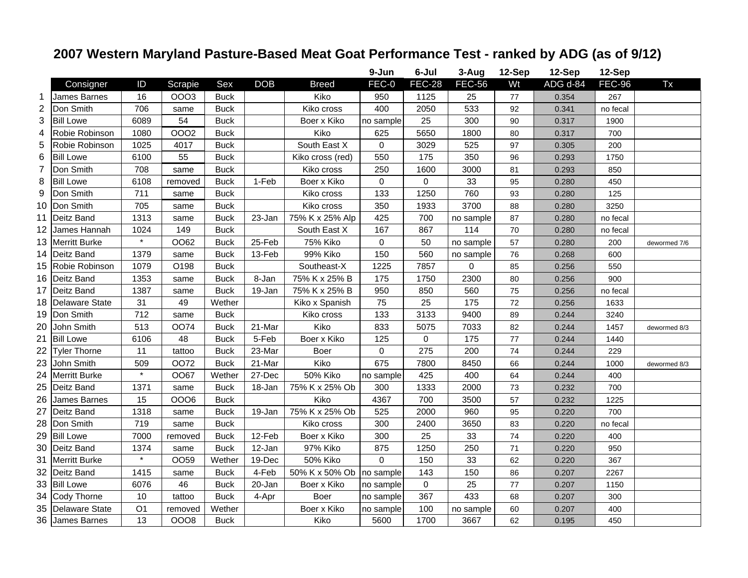# 2007 Western Maryland Pasture-Based Meat Goat Performance Test - ranked by ADG (as of 9/12)

| | | | | | | | 9-Jun | 6-Jul | 3-Aug | 12-Sep | 12-Sep | 12-Sep | |
|---|---|---|---|---|---|---|---|---|---|---|---|---|---|
| | Consigner | ID | Scrapie | Sex | DOB | Breed | FEC-0 | FEC-28 | FEC-56 | Wt | ADG d-84 | FEC-96 | Tx |
| 1 | James Barnes | 16 | OOO3 | Buck | | Kiko | 950 | 1125 | 25 | 77 | 0.354 | 267 | |
| 2 | Don Smith | 706 | same | Buck | | Kiko cross | 400 | 2050 | 533 | 92 | 0.341 | no fecal | |
| 3 | Bill Lowe | 6089 | 54 | Buck | | Boer x Kiko | no sample | 25 | 300 | 90 | 0.317 | 1900 | |
| 4 | Robie Robinson | 1080 | OOO2 | Buck | | Kiko | 625 | 5650 | 1800 | 80 | 0.317 | 700 | |
| 5 | Robie Robinson | 1025 | 4017 | Buck | | South East X | 0 | 3029 | 525 | 97 | 0.305 | 200 | |
| 6 | Bill Lowe | 6100 | 55 | Buck | | Kiko cross (red) | 550 | 175 | 350 | 96 | 0.293 | 1750 | |
| 7 | Don Smith | 708 | same | Buck | | Kiko cross | 250 | 1600 | 3000 | 81 | 0.293 | 850 | |
| 8 | Bill Lowe | 6108 | removed | Buck | 1-Feb | Boer x Kiko | 0 | 0 | 33 | 95 | 0.280 | 450 | |
| 9 | Don Smith | 711 | same | Buck | | Kiko cross | 133 | 1250 | 760 | 93 | 0.280 | 125 | |
| 10 | Don Smith | 705 | same | Buck | | Kiko cross | 350 | 1933 | 3700 | 88 | 0.280 | 3250 | |
| 11 | Deitz Band | 1313 | same | Buck | 23-Jan | 75% K x 25% Alp | 425 | 700 | no sample | 87 | 0.280 | no fecal | |
| 12 | James Hannah | 1024 | 149 | Buck | | South East X | 167 | 867 | 114 | 70 | 0.280 | no fecal | |
| 13 | Merritt Burke | * | OO62 | Buck | 25-Feb | 75% Kiko | 0 | 50 | no sample | 57 | 0.280 | 200 | dewormed 7/6 |
| 14 | Deitz Band | 1379 | same | Buck | 13-Feb | 99% Kiko | 150 | 560 | no sample | 76 | 0.268 | 600 | |
| 15 | Robie Robinson | 1079 | O198 | Buck | | Southeast-X | 1225 | 7857 | 0 | 85 | 0.256 | 550 | |
| 16 | Deitz Band | 1353 | same | Buck | 8-Jan | 75% K x 25% B | 175 | 1750 | 2300 | 80 | 0.256 | 900 | |
| 17 | Deitz Band | 1387 | same | Buck | 19-Jan | 75% K x 25% B | 950 | 850 | 560 | 75 | 0.256 | no fecal | |
| 18 | Delaware State | 31 | 49 | Wether | | Kiko x Spanish | 75 | 25 | 175 | 72 | 0.256 | 1633 | |
| 19 | Don Smith | 712 | same | Buck | | Kiko cross | 133 | 3133 | 9400 | 89 | 0.244 | 3240 | |
| 20 | John Smith | 513 | OO74 | Buck | 21-Mar | Kiko | 833 | 5075 | 7033 | 82 | 0.244 | 1457 | dewormed 8/3 |
| 21 | Bill Lowe | 6106 | 48 | Buck | 5-Feb | Boer x Kiko | 125 | 0 | 175 | 77 | 0.244 | 1440 | |
| 22 | Tyler Thorne | 11 | tattoo | Buck | 23-Mar | Boer | 0 | 275 | 200 | 74 | 0.244 | 229 | |
| 23 | John Smith | 509 | OO72 | Buck | 21-Mar | Kiko | 675 | 7800 | 8450 | 66 | 0.244 | 1000 | dewormed 8/3 |
| 24 | Merritt Burke | * | OO67 | Wether | 27-Dec | 50% Kiko | no sample | 425 | 400 | 64 | 0.244 | 400 | |
| 25 | Deitz Band | 1371 | same | Buck | 18-Jan | 75% K x 25% Ob | 300 | 1333 | 2000 | 73 | 0.232 | 700 | |
| 26 | James Barnes | 15 | OOO6 | Buck | | Kiko | 4367 | 700 | 3500 | 57 | 0.232 | 1225 | |
| 27 | Deitz Band | 1318 | same | Buck | 19-Jan | 75% K x 25% Ob | 525 | 2000 | 960 | 95 | 0.220 | 700 | |
| 28 | Don Smith | 719 | same | Buck | | Kiko cross | 300 | 2400 | 3650 | 83 | 0.220 | no fecal | |
| 29 | Bill Lowe | 7000 | removed | Buck | 12-Feb | Boer x Kiko | 300 | 25 | 33 | 74 | 0.220 | 400 | |
| 30 | Deitz Band | 1374 | same | Buck | 12-Jan | 97% Kiko | 875 | 1250 | 250 | 71 | 0.220 | 950 | |
| 31 | Merritt Burke | * | OO59 | Wether | 19-Dec | 50% Kiko | 0 | 150 | 33 | 62 | 0.220 | 367 | |
| 32 | Deitz Band | 1415 | same | Buck | 4-Feb | 50% K x 50% Ob | no sample | 143 | 150 | 86 | 0.207 | 2267 | |
| 33 | Bill Lowe | 6076 | 46 | Buck | 20-Jan | Boer x Kiko | no sample | 0 | 25 | 77 | 0.207 | 1150 | |
| 34 | Cody Thorne | 10 | tattoo | Buck | 4-Apr | Boer | no sample | 367 | 433 | 68 | 0.207 | 300 | |
| 35 | Delaware State | O1 | removed | Wether | | Boer x Kiko | no sample | 100 | no sample | 60 | 0.207 | 400 | |
| 36 | James Barnes | 13 | OOO8 | Buck | | Kiko | 5600 | 1700 | 3667 | 62 | 0.195 | 450 | |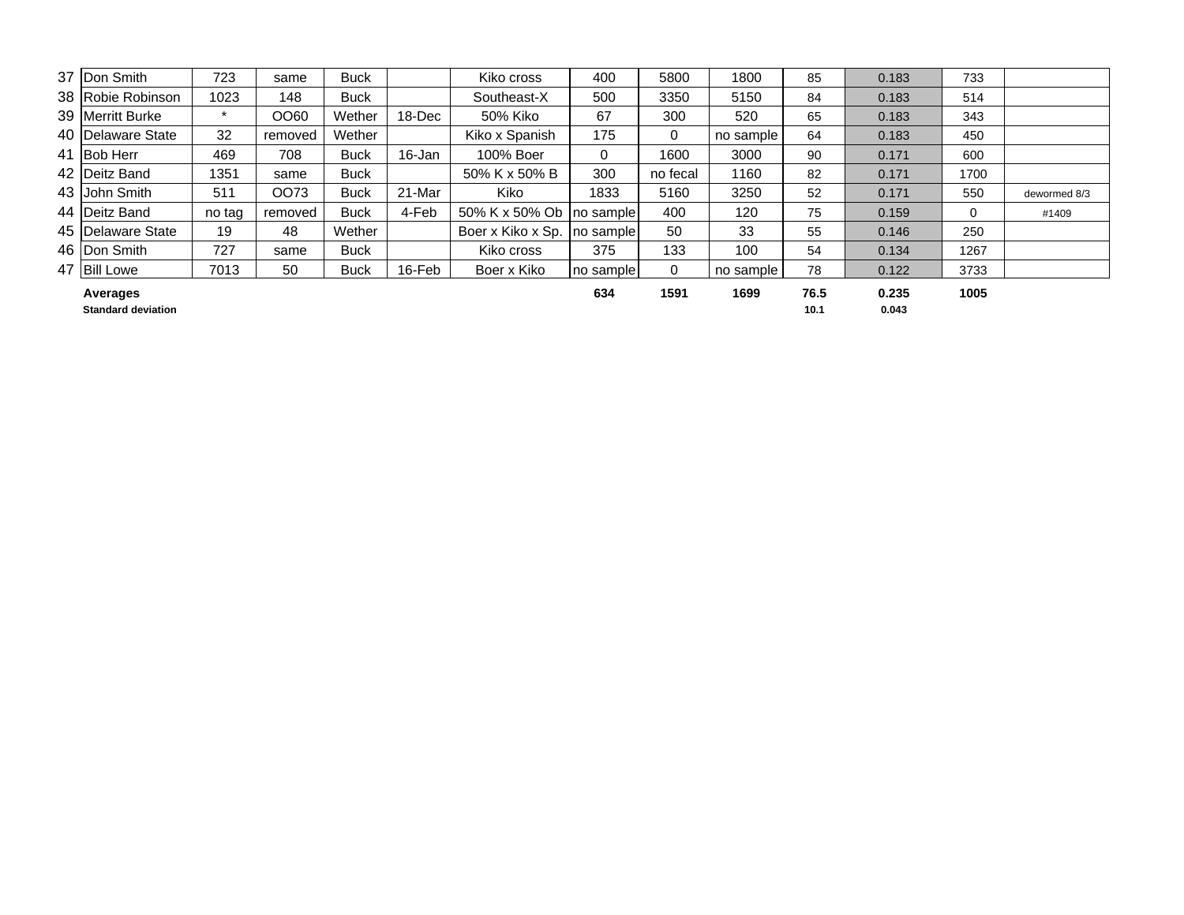| | | | | | | | | | | | | | |
|---|---|---|---|---|---|---|---|---|---|---|---|---|---|
| 37 | Don Smith | 723 | same | Buck | | Kiko cross | 400 | 5800 | 1800 | 85 | 0.183 | 733 | |
| 38 | Robie Robinson | 1023 | 148 | Buck | | Southeast-X | 500 | 3350 | 5150 | 84 | 0.183 | 514 | |
| 39 | Merritt Burke | * | OO60 | Wether | 18-Dec | 50% Kiko | 67 | 300 | 520 | 65 | 0.183 | 343 | |
| 40 | Delaware State | 32 | removed | Wether | | Kiko x Spanish | 175 | 0 | no sample | 64 | 0.183 | 450 | |
| 41 | Bob Herr | 469 | 708 | Buck | 16-Jan | 100% Boer | 0 | 1600 | 3000 | 90 | 0.171 | 600 | |
| 42 | Deitz Band | 1351 | same | Buck | | 50% K x 50% B | 300 | no fecal | 1160 | 82 | 0.171 | 1700 | |
| 43 | John Smith | 511 | OO73 | Buck | 21-Mar | Kiko | 1833 | 5160 | 3250 | 52 | 0.171 | 550 | dewormed 8/3 |
| 44 | Deitz Band | no tag | removed | Buck | 4-Feb | 50% K x 50% Ob | no sample | 400 | 120 | 75 | 0.159 | 0 | #1409 |
| 45 | Delaware State | 19 | 48 | Wether | | Boer x Kiko x Sp. | no sample | 50 | 33 | 55 | 0.146 | 250 | |
| 46 | Don Smith | 727 | same | Buck | | Kiko cross | 375 | 133 | 100 | 54 | 0.134 | 1267 | |
| 47 | Bill Lowe | 7013 | 50 | Buck | 16-Feb | Boer x Kiko | no sample | 0 | no sample | 78 | 0.122 | 3733 | |
| | **Averages** | | | | | | **634** | **1591** | **1699** | **76.5** | **0.235** | **1005** | |
| | **Standard deviation** | | | | | | | | | **10.1** | **0.043** | | |